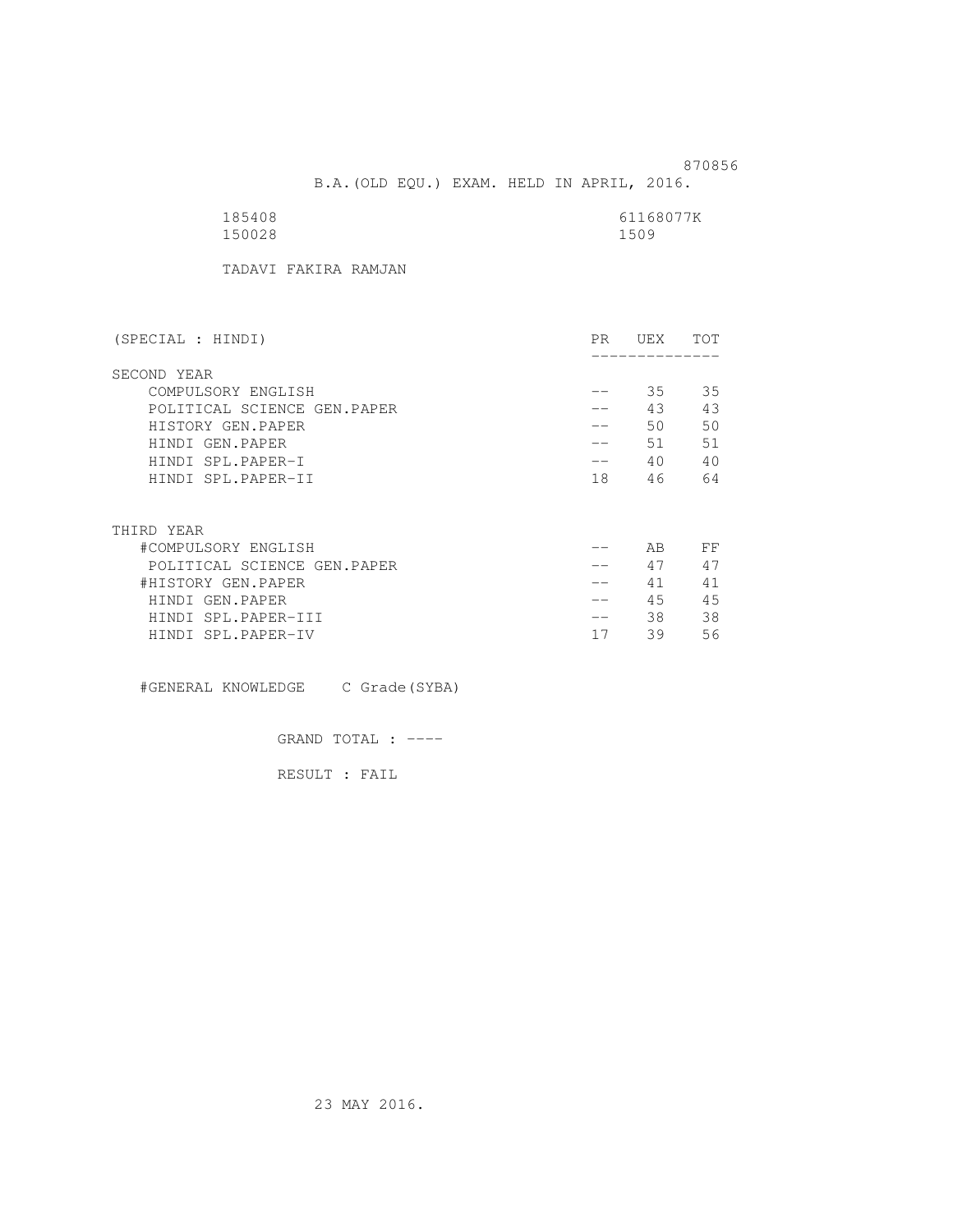870856

B.A.(OLD EQU.) EXAM. HELD IN APRIL, 2016.

185408 61168077K
150028 1509

TADAVI FAKIRA RAMJAN

| (SPECIAL : HINDI) | PR | UEX | TOT |
|---|---|---|---|
| **SECOND YEAR** | | | |
| COMPULSORY ENGLISH | -- | 35 | 35 |
| POLITICAL SCIENCE GEN.PAPER | -- | 43 | 43 |
| HISTORY GEN.PAPER | -- | 50 | 50 |
| HINDI GEN.PAPER | -- | 51 | 51 |
| HINDI SPL.PAPER-I | -- | 40 | 40 |
| HINDI SPL.PAPER-II | 18 | 46 | 64 |
| **THIRD YEAR** | | | |
| #COMPULSORY ENGLISH | -- | AB | FF |
| POLITICAL SCIENCE GEN.PAPER | -- | 47 | 47 |
| #HISTORY GEN.PAPER | -- | 41 | 41 |
| HINDI GEN.PAPER | -- | 45 | 45 |
| HINDI SPL.PAPER-III | -- | 38 | 38 |
| HINDI SPL.PAPER-IV | 17 | 39 | 56 |

#GENERAL KNOWLEDGE C Grade(SYBA)

GRAND TOTAL : ----

RESULT : FAIL

23 MAY 2016.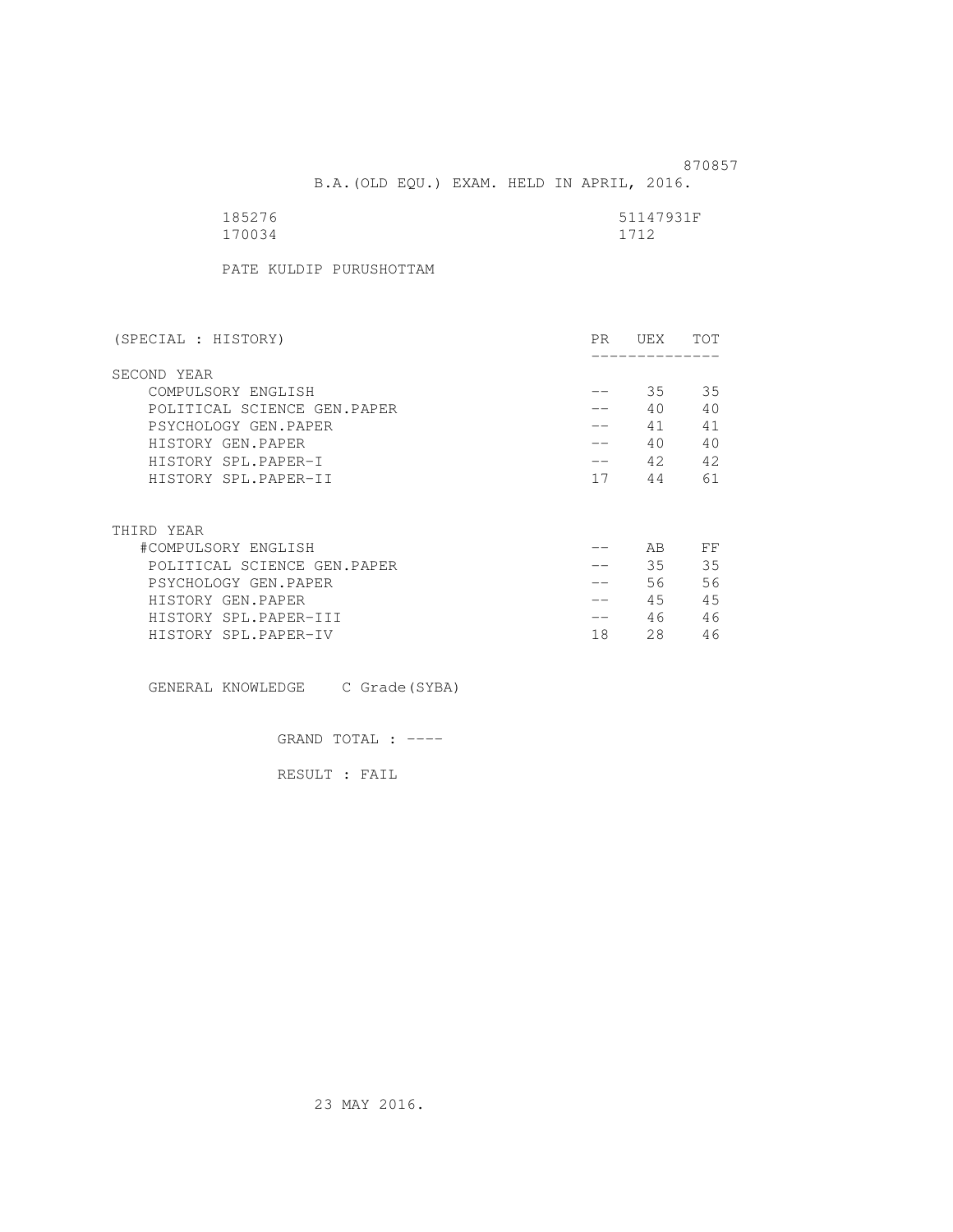870857

B.A.(OLD EQU.) EXAM. HELD IN APRIL, 2016.

185276 51147931F
170034 1712

PATE KULDIP PURUSHOTTAM

| (SPECIAL : HISTORY) | PR | UEX | TOT |
|---|---|---|---|
| SECOND YEAR | | | |
| COMPULSORY ENGLISH | -- | 35 | 35 |
| POLITICAL SCIENCE GEN.PAPER | -- | 40 | 40 |
| PSYCHOLOGY GEN.PAPER | -- | 41 | 41 |
| HISTORY GEN.PAPER | -- | 40 | 40 |
| HISTORY SPL.PAPER-I | -- | 42 | 42 |
| HISTORY SPL.PAPER-II | 17 | 44 | 61 |
| THIRD YEAR | | | |
| #COMPULSORY ENGLISH | -- | AB | FF |
| POLITICAL SCIENCE GEN.PAPER | -- | 35 | 35 |
| PSYCHOLOGY GEN.PAPER | -- | 56 | 56 |
| HISTORY GEN.PAPER | -- | 45 | 45 |
| HISTORY SPL.PAPER-III | -- | 46 | 46 |
| HISTORY SPL.PAPER-IV | 18 | 28 | 46 |

GENERAL KNOWLEDGE C Grade(SYBA)

GRAND TOTAL : ----

RESULT : FAIL

23 MAY 2016.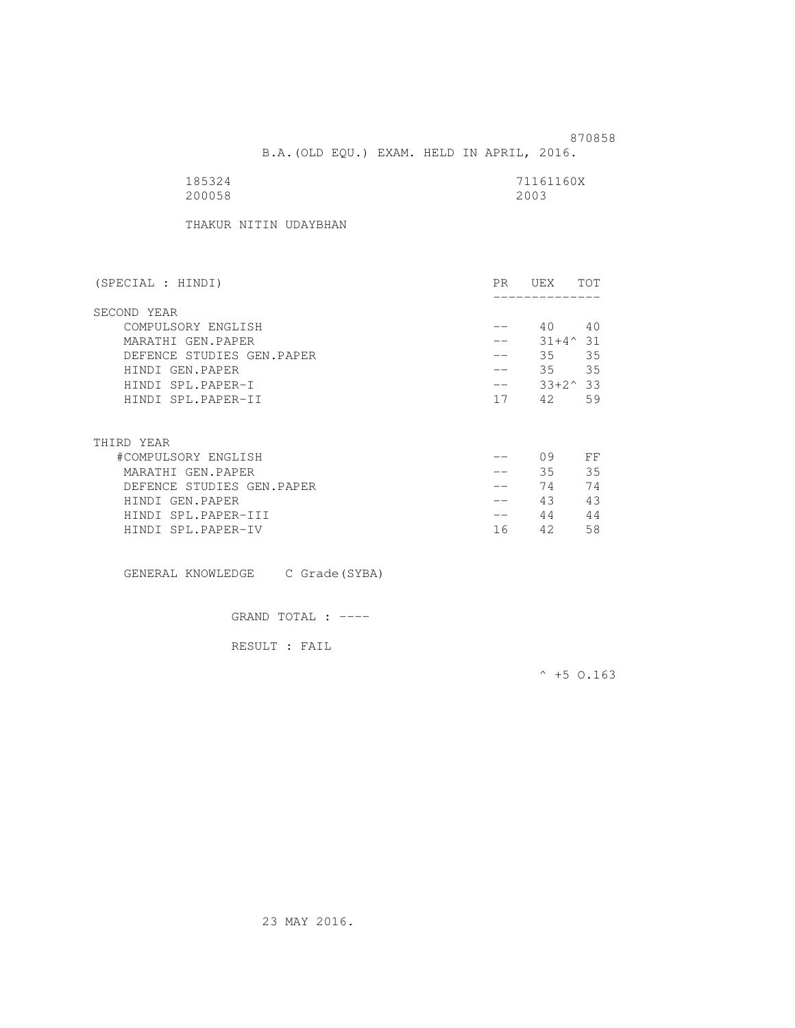870858

B.A.(OLD EQU.) EXAM. HELD IN APRIL, 2016.

185324 71161160X
200058 2003

THAKUR NITIN UDAYBHAN

| (SPECIAL : HINDI) | PR | UEX | TOT |
|---|---|---|---|
| SECOND YEAR | | | |
| COMPULSORY ENGLISH | -- | 40 | 40 |
| MARATHI GEN.PAPER | -- | 31+4^ | 31 |
| DEFENCE STUDIES GEN.PAPER | -- | 35 | 35 |
| HINDI GEN.PAPER | -- | 35 | 35 |
| HINDI SPL.PAPER-I | -- | 33+2^ | 33 |
| HINDI SPL.PAPER-II | 17 | 42 | 59 |
| THIRD YEAR | | | |
| #COMPULSORY ENGLISH | -- | 09 | FF |
| MARATHI GEN.PAPER | -- | 35 | 35 |
| DEFENCE STUDIES GEN.PAPER | -- | 74 | 74 |
| HINDI GEN.PAPER | -- | 43 | 43 |
| HINDI SPL.PAPER-III | -- | 44 | 44 |
| HINDI SPL.PAPER-IV | 16 | 42 | 58 |

GENERAL KNOWLEDGE C Grade(SYBA)

GRAND TOTAL : ----

RESULT : FAIL

^ +5 O.163

23 MAY 2016.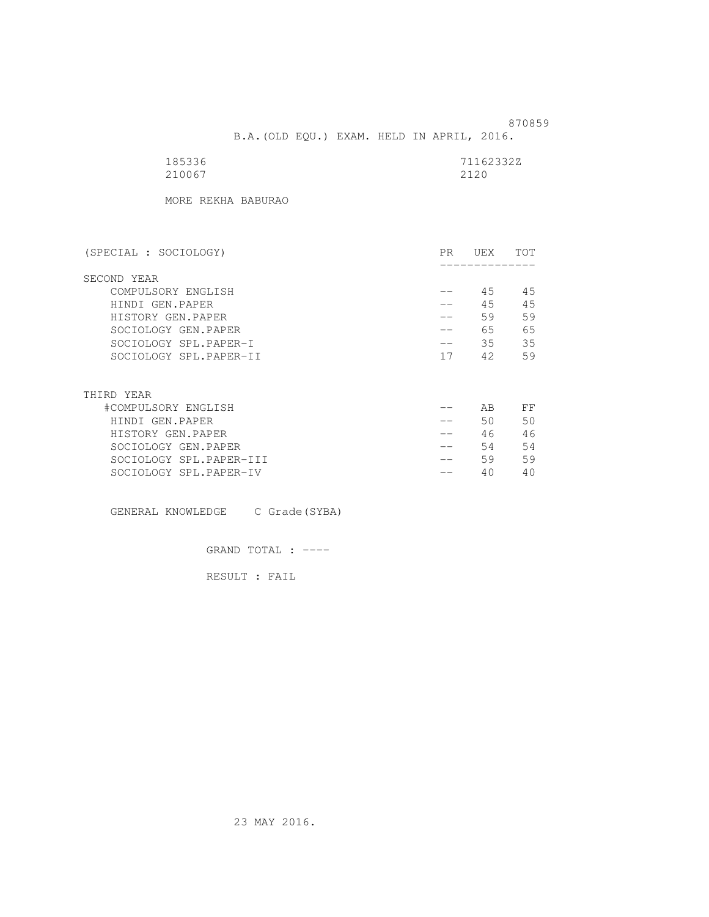870859

B.A.(OLD EQU.) EXAM. HELD IN APRIL, 2016.

185336 71162332Z
210067 2120

MORE REKHA BABURAO

| (SPECIAL : SOCIOLOGY) | PR | UEX | TOT |
|---|---|---|---|
| SECOND YEAR | | | |
| COMPULSORY ENGLISH | -- | 45 | 45 |
| HINDI GEN.PAPER | -- | 45 | 45 |
| HISTORY GEN.PAPER | -- | 59 | 59 |
| SOCIOLOGY GEN.PAPER | -- | 65 | 65 |
| SOCIOLOGY SPL.PAPER-I | -- | 35 | 35 |
| SOCIOLOGY SPL.PAPER-II | 17 | 42 | 59 |
| THIRD YEAR | | | |
| #COMPULSORY ENGLISH | -- | AB | FF |
| HINDI GEN.PAPER | -- | 50 | 50 |
| HISTORY GEN.PAPER | -- | 46 | 46 |
| SOCIOLOGY GEN.PAPER | -- | 54 | 54 |
| SOCIOLOGY SPL.PAPER-III | -- | 59 | 59 |
| SOCIOLOGY SPL.PAPER-IV | -- | 40 | 40 |

GENERAL KNOWLEDGE C Grade(SYBA)

GRAND TOTAL : ----

RESULT : FAIL

23 MAY 2016.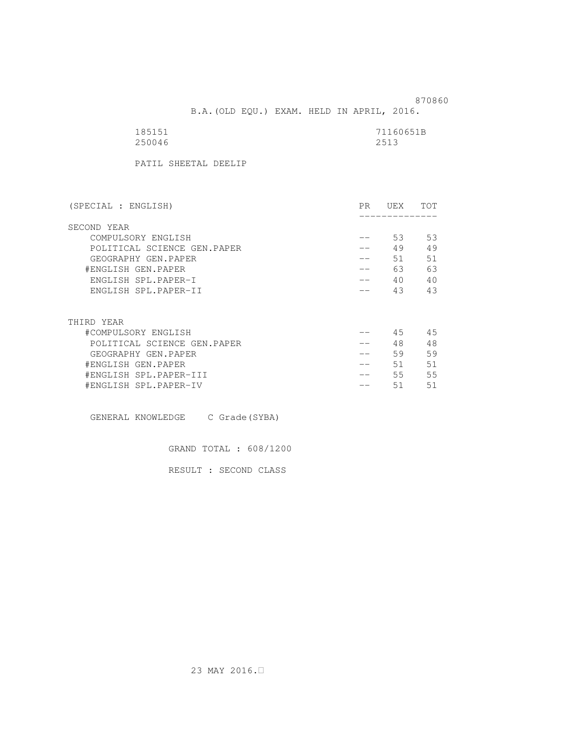870860

B.A.(OLD EQU.) EXAM. HELD IN APRIL, 2016.

185151 71160651B

250046 2513

PATIL SHEETAL DEELIP

| (SPECIAL : ENGLISH) | PR | UEX | TOT |
|---|---|---|---|
| SECOND YEAR | | | |
| COMPULSORY ENGLISH | -- | 53 | 53 |
| POLITICAL SCIENCE GEN.PAPER | -- | 49 | 49 |
| GEOGRAPHY GEN.PAPER | -- | 51 | 51 |
| #ENGLISH GEN.PAPER | -- | 63 | 63 |
| ENGLISH SPL.PAPER-I | -- | 40 | 40 |
| ENGLISH SPL.PAPER-II | -- | 43 | 43 |
| THIRD YEAR | | | |
| #COMPULSORY ENGLISH | -- | 45 | 45 |
| POLITICAL SCIENCE GEN.PAPER | -- | 48 | 48 |
| GEOGRAPHY GEN.PAPER | -- | 59 | 59 |
| #ENGLISH GEN.PAPER | -- | 51 | 51 |
| #ENGLISH SPL.PAPER-III | -- | 55 | 55 |
| #ENGLISH SPL.PAPER-IV | -- | 51 | 51 |

GENERAL KNOWLEDGE C Grade(SYBA)

GRAND TOTAL : 608/1200

RESULT : SECOND CLASS

23 MAY 2016.